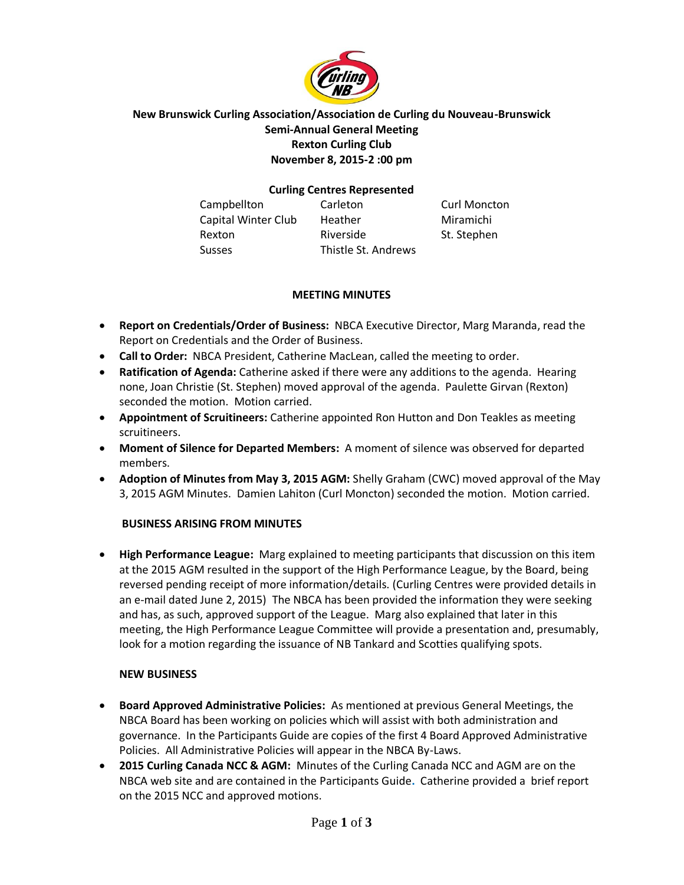**New Brunswick Curling Association/Association de Curling du Nouveau-Brunswick**
**Semi-Annual General Meeting**
**Rexton Curling Club**
**November 8, 2015-2 :00 pm**

**Curling Centres Represented**

| | | |
|---|---|---|
| Campbellton | Carleton | Curl Moncton |
| Capital Winter Club | Heather | Miramichi |
| Rexton | Riverside | St. Stephen |
| Susses | Thistle St. Andrews | |

**MEETING MINUTES**

- **Report on Credentials/Order of Business:** NBCA Executive Director, Marg Maranda, read the Report on Credentials and the Order of Business.
- **Call to Order:** NBCA President, Catherine MacLean, called the meeting to order.
- **Ratification of Agenda:** Catherine asked if there were any additions to the agenda. Hearing none, Joan Christie (St. Stephen) moved approval of the agenda. Paulette Girvan (Rexton) seconded the motion. Motion carried.
- **Appointment of Scruitineers:** Catherine appointed Ron Hutton and Don Teakles as meeting scruitineers.
- **Moment of Silence for Departed Members:** A moment of silence was observed for departed members.
- **Adoption of Minutes from May 3, 2015 AGM:** Shelly Graham (CWC) moved approval of the May 3, 2015 AGM Minutes. Damien Lahiton (Curl Moncton) seconded the motion. Motion carried.

**BUSINESS ARISING FROM MINUTES**

- **High Performance League:** Marg explained to meeting participants that discussion on this item at the 2015 AGM resulted in the support of the High Performance League, by the Board, being reversed pending receipt of more information/details. (Curling Centres were provided details in an e-mail dated June 2, 2015) The NBCA has been provided the information they were seeking and has, as such, approved support of the League. Marg also explained that later in this meeting, the High Performance League Committee will provide a presentation and, presumably, look for a motion regarding the issuance of NB Tankard and Scotties qualifying spots.

**NEW BUSINESS**

- **Board Approved Administrative Policies:** As mentioned at previous General Meetings, the NBCA Board has been working on policies which will assist with both administration and governance. In the Participants Guide are copies of the first 4 Board Approved Administrative Policies. All Administrative Policies will appear in the NBCA By-Laws.
- **2015 Curling Canada NCC & AGM:** Minutes of the Curling Canada NCC and AGM are on the NBCA web site and are contained in the Participants Guide. Catherine provided a brief report on the 2015 NCC and approved motions.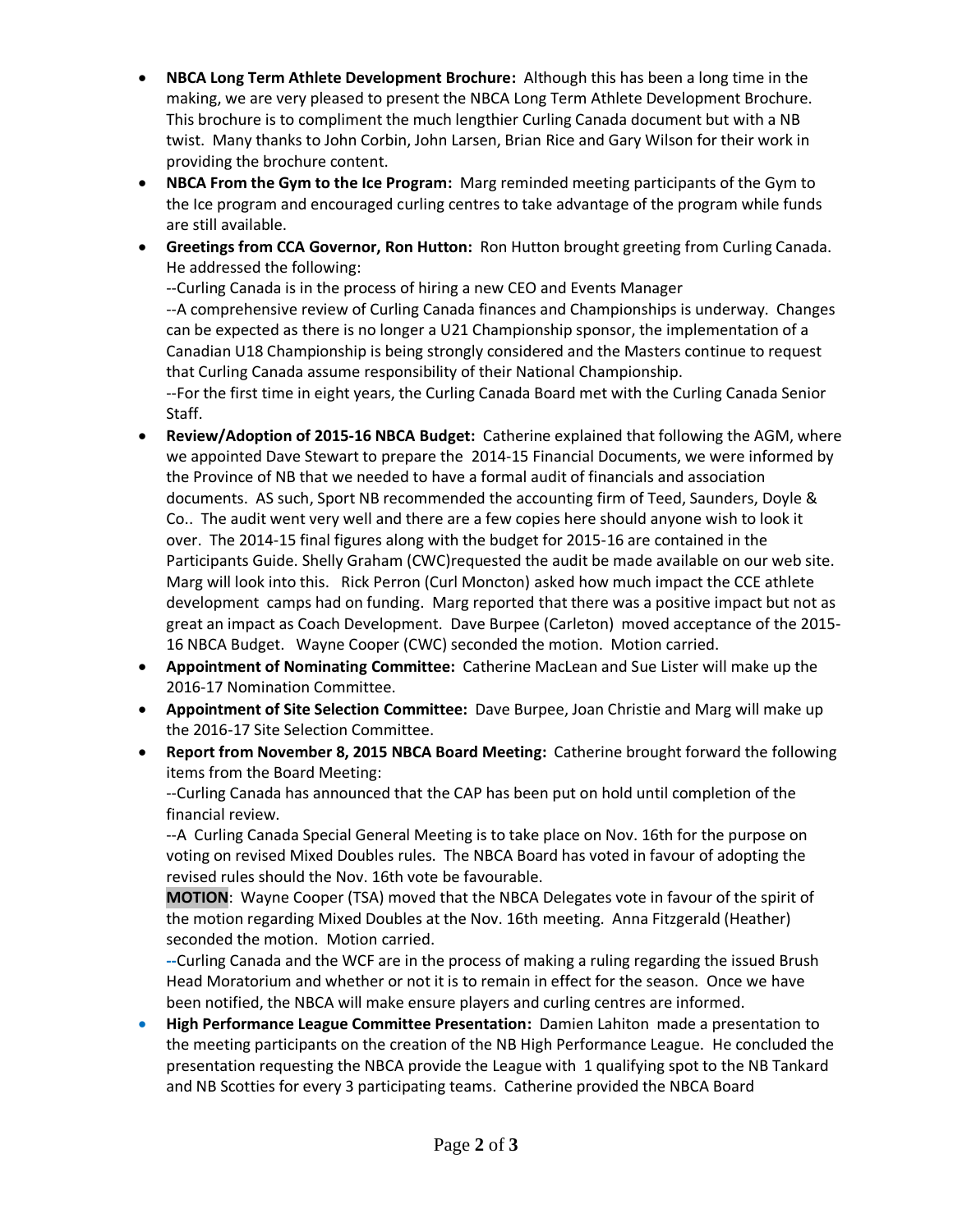- **NBCA Long Term Athlete Development Brochure:** Although this has been a long time in the making, we are very pleased to present the NBCA Long Term Athlete Development Brochure. This brochure is to compliment the much lengthier Curling Canada document but with a NB twist. Many thanks to John Corbin, John Larsen, Brian Rice and Gary Wilson for their work in providing the brochure content.
- **NBCA From the Gym to the Ice Program:** Marg reminded meeting participants of the Gym to the Ice program and encouraged curling centres to take advantage of the program while funds are still available.
- **Greetings from CCA Governor, Ron Hutton:** Ron Hutton brought greeting from Curling Canada. He addressed the following:

  --Curling Canada is in the process of hiring a new CEO and Events Manager

  --A comprehensive review of Curling Canada finances and Championships is underway. Changes can be expected as there is no longer a U21 Championship sponsor, the implementation of a Canadian U18 Championship is being strongly considered and the Masters continue to request that Curling Canada assume responsibility of their National Championship.

  --For the first time in eight years, the Curling Canada Board met with the Curling Canada Senior Staff.
- **Review/Adoption of 2015-16 NBCA Budget:** Catherine explained that following the AGM, where we appointed Dave Stewart to prepare the 2014-15 Financial Documents, we were informed by the Province of NB that we needed to have a formal audit of financials and association documents. AS such, Sport NB recommended the accounting firm of Teed, Saunders, Doyle & Co.. The audit went very well and there are a few copies here should anyone wish to look it over. The 2014-15 final figures along with the budget for 2015-16 are contained in the Participants Guide. Shelly Graham (CWC)requested the audit be made available on our web site. Marg will look into this. Rick Perron (Curl Moncton) asked how much impact the CCE athlete development camps had on funding. Marg reported that there was a positive impact but not as great an impact as Coach Development. Dave Burpee (Carleton) moved acceptance of the 2015-16 NBCA Budget. Wayne Cooper (CWC) seconded the motion. Motion carried.
- **Appointment of Nominating Committee:** Catherine MacLean and Sue Lister will make up the 2016-17 Nomination Committee.
- **Appointment of Site Selection Committee:** Dave Burpee, Joan Christie and Marg will make up the 2016-17 Site Selection Committee.
- **Report from November 8, 2015 NBCA Board Meeting:** Catherine brought forward the following items from the Board Meeting:

  --Curling Canada has announced that the CAP has been put on hold until completion of the financial review.

  --A Curling Canada Special General Meeting is to take place on Nov. 16th for the purpose on voting on revised Mixed Doubles rules. The NBCA Board has voted in favour of adopting the revised rules should the Nov. 16th vote be favourable.

  **MOTION**: Wayne Cooper (TSA) moved that the NBCA Delegates vote in favour of the spirit of the motion regarding Mixed Doubles at the Nov. 16th meeting. Anna Fitzgerald (Heather) seconded the motion. Motion carried.

  --Curling Canada and the WCF are in the process of making a ruling regarding the issued Brush Head Moratorium and whether or not it is to remain in effect for the season. Once we have been notified, the NBCA will make ensure players and curling centres are informed.
- **High Performance League Committee Presentation:** Damien Lahiton made a presentation to the meeting participants on the creation of the NB High Performance League. He concluded the presentation requesting the NBCA provide the League with 1 qualifying spot to the NB Tankard and NB Scotties for every 3 participating teams. Catherine provided the NBCA Board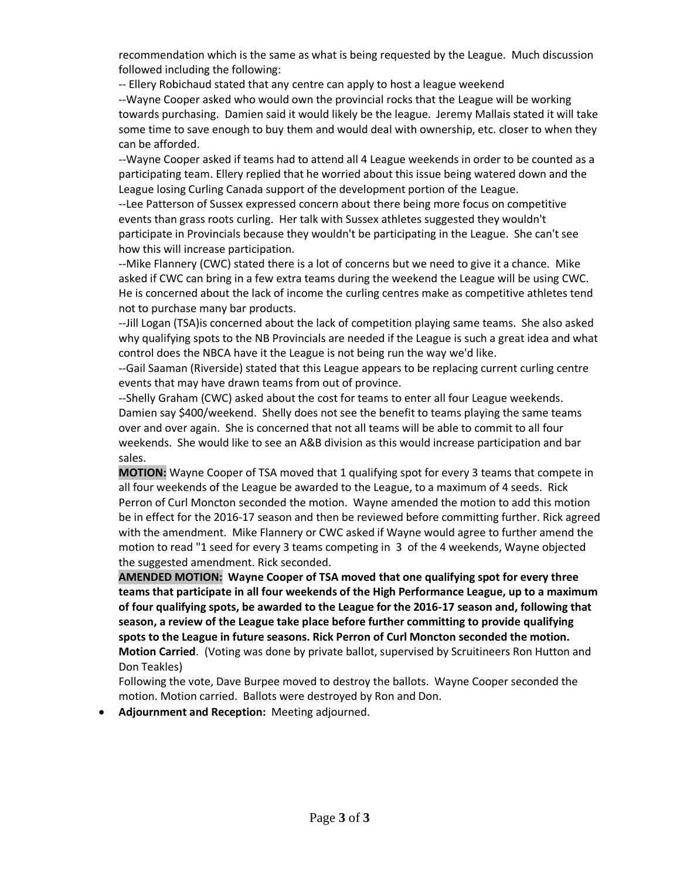recommendation which is the same as what is being requested by the League. Much discussion followed including the following:

-- Ellery Robichaud stated that any centre can apply to host a league weekend

--Wayne Cooper asked who would own the provincial rocks that the League will be working towards purchasing. Damien said it would likely be the league. Jeremy Mallais stated it will take some time to save enough to buy them and would deal with ownership, etc. closer to when they can be afforded.

--Wayne Cooper asked if teams had to attend all 4 League weekends in order to be counted as a participating team. Ellery replied that he worried about this issue being watered down and the League losing Curling Canada support of the development portion of the League.

--Lee Patterson of Sussex expressed concern about there being more focus on competitive events than grass roots curling. Her talk with Sussex athletes suggested they wouldn't participate in Provincials because they wouldn't be participating in the League. She can't see how this will increase participation.

--Mike Flannery (CWC) stated there is a lot of concerns but we need to give it a chance. Mike asked if CWC can bring in a few extra teams during the weekend the League will be using CWC. He is concerned about the lack of income the curling centres make as competitive athletes tend not to purchase many bar products.

--Jill Logan (TSA)is concerned about the lack of competition playing same teams. She also asked why qualifying spots to the NB Provincials are needed if the League is such a great idea and what control does the NBCA have it the League is not being run the way we'd like.

--Gail Saaman (Riverside) stated that this League appears to be replacing current curling centre events that may have drawn teams from out of province.

--Shelly Graham (CWC) asked about the cost for teams to enter all four League weekends. Damien say $400/weekend. Shelly does not see the benefit to teams playing the same teams over and over again. She is concerned that not all teams will be able to commit to all four weekends. She would like to see an A&B division as this would increase participation and bar sales.

**MOTION:** Wayne Cooper of TSA moved that 1 qualifying spot for every 3 teams that compete in all four weekends of the League be awarded to the League, to a maximum of 4 seeds. Rick Perron of Curl Moncton seconded the motion. Wayne amended the motion to add this motion be in effect for the 2016-17 season and then be reviewed before committing further. Rick agreed with the amendment. Mike Flannery or CWC asked if Wayne would agree to further amend the motion to read "1 seed for every 3 teams competing in 3 of the 4 weekends, Wayne objected the suggested amendment. Rick seconded.

**AMENDED MOTION: Wayne Cooper of TSA moved that one qualifying spot for every three teams that participate in all four weekends of the High Performance League, up to a maximum of four qualifying spots, be awarded to the League for the 2016-17 season and, following that season, a review of the League take place before further committing to provide qualifying spots to the League in future seasons. Rick Perron of Curl Moncton seconded the motion. Motion Carried**. (Voting was done by private ballot, supervised by Scruitineers Ron Hutton and Don Teakles)

Following the vote, Dave Burpee moved to destroy the ballots. Wayne Cooper seconded the motion. Motion carried. Ballots were destroyed by Ron and Don.

- **Adjournment and Reception:** Meeting adjourned.